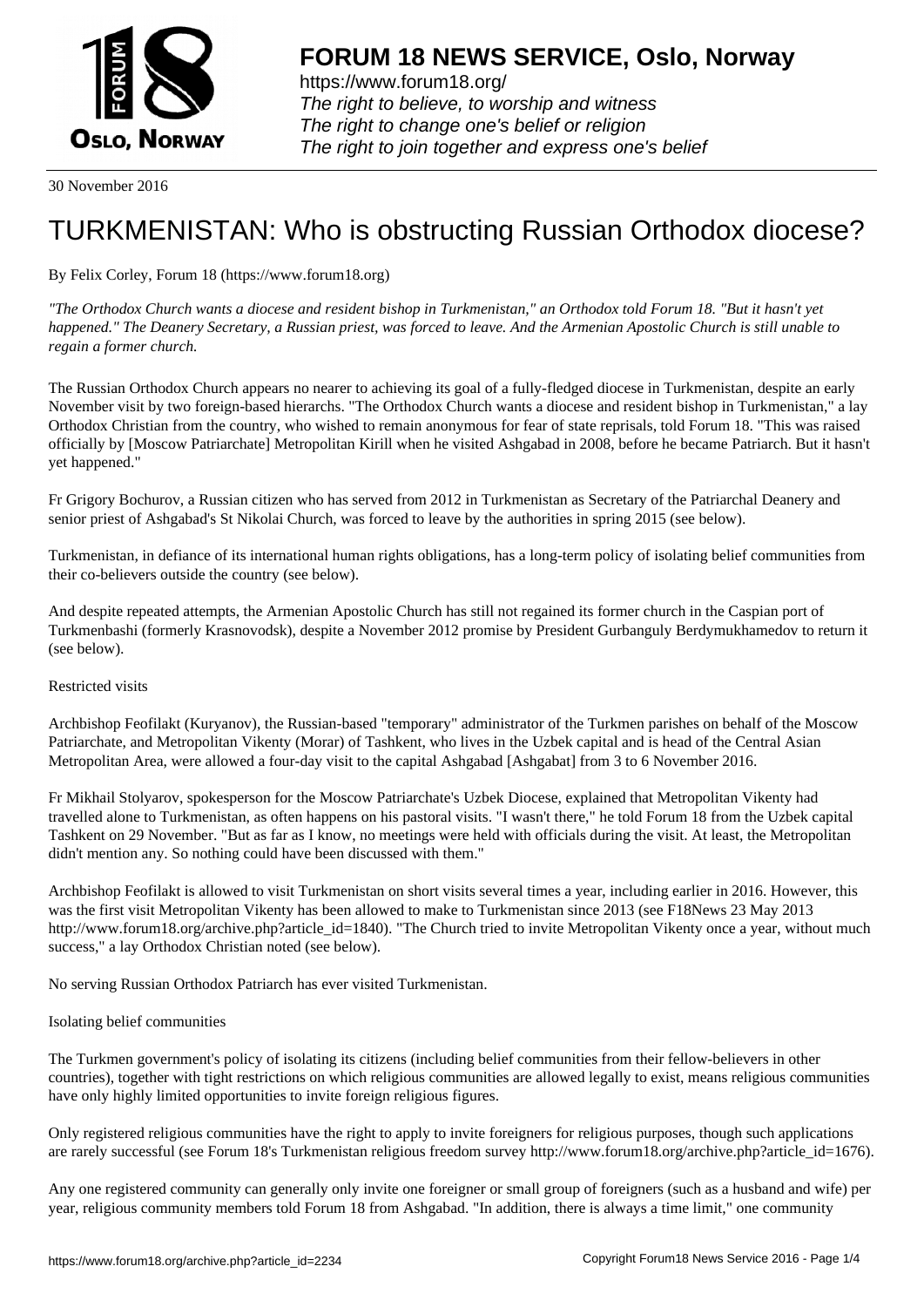# FORUM 18 NEWS SERVICE, Oslo, Norway

https://www.forum18.org/
*The right to believe, to worship and witness*
*The right to change one's belief or religion*
*The right to join together and express one's belief*

30 November 2016

# TURKMENISTAN: Who is obstructing Russian Orthodox diocese?

By Felix Corley, Forum 18 (https://www.forum18.org)

*"The Orthodox Church wants a diocese and resident bishop in Turkmenistan," an Orthodox told Forum 18. "But it hasn't yet happened." The Deanery Secretary, a Russian priest, was forced to leave. And the Armenian Apostolic Church is still unable to regain a former church.*

The Russian Orthodox Church appears no nearer to achieving its goal of a fully-fledged diocese in Turkmenistan, despite an early November visit by two foreign-based hierarchs. "The Orthodox Church wants a diocese and resident bishop in Turkmenistan," a lay Orthodox Christian from the country, who wished to remain anonymous for fear of state reprisals, told Forum 18. "This was raised officially by [Moscow Patriarchate] Metropolitan Kirill when he visited Ashgabad in 2008, before he became Patriarch. But it hasn't yet happened."

Fr Grigory Bochurov, a Russian citizen who has served from 2012 in Turkmenistan as Secretary of the Patriarchal Deanery and senior priest of Ashgabad's St Nikolai Church, was forced to leave by the authorities in spring 2015 (see below).

Turkmenistan, in defiance of its international human rights obligations, has a long-term policy of isolating belief communities from their co-believers outside the country (see below).

And despite repeated attempts, the Armenian Apostolic Church has still not regained its former church in the Caspian port of Turkmenbashi (formerly Krasnovodsk), despite a November 2012 promise by President Gurbanguly Berdymukhamedov to return it (see below).

## Restricted visits

Archbishop Feofilakt (Kuryanov), the Russian-based "temporary" administrator of the Turkmen parishes on behalf of the Moscow Patriarchate, and Metropolitan Vikenty (Morar) of Tashkent, who lives in the Uzbek capital and is head of the Central Asian Metropolitan Area, were allowed a four-day visit to the capital Ashgabad [Ashgabat] from 3 to 6 November 2016.

Fr Mikhail Stolyarov, spokesperson for the Moscow Patriarchate's Uzbek Diocese, explained that Metropolitan Vikenty had travelled alone to Turkmenistan, as often happens on his pastoral visits. "I wasn't there," he told Forum 18 from the Uzbek capital Tashkent on 29 November. "But as far as I know, no meetings were held with officials during the visit. At least, the Metropolitan didn't mention any. So nothing could have been discussed with them."

Archbishop Feofilakt is allowed to visit Turkmenistan on short visits several times a year, including earlier in 2016. However, this was the first visit Metropolitan Vikenty has been allowed to make to Turkmenistan since 2013 (see F18News 23 May 2013 http://www.forum18.org/archive.php?article_id=1840). "The Church tried to invite Metropolitan Vikenty once a year, without much success," a lay Orthodox Christian noted (see below).

No serving Russian Orthodox Patriarch has ever visited Turkmenistan.

## Isolating belief communities

The Turkmen government's policy of isolating its citizens (including belief communities from their fellow-believers in other countries), together with tight restrictions on which religious communities are allowed legally to exist, means religious communities have only highly limited opportunities to invite foreign religious figures.

Only registered religious communities have the right to apply to invite foreigners for religious purposes, though such applications are rarely successful (see Forum 18's Turkmenistan religious freedom survey http://www.forum18.org/archive.php?article_id=1676).

Any one registered community can generally only invite one foreigner or small group of foreigners (such as a husband and wife) per year, religious community members told Forum 18 from Ashgabad. "In addition, there is always a time limit," one community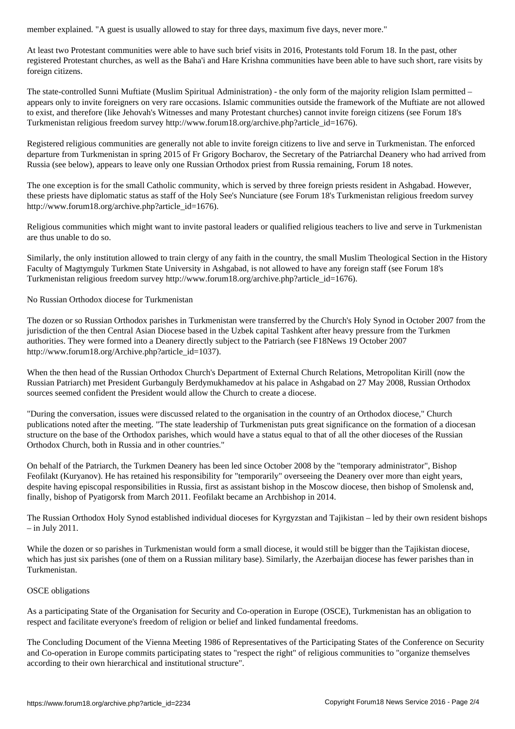member explained. "A guest is usually allowed to stay for three days, maximum five days, never more."

At least two Protestant communities were able to have such brief visits in 2016, Protestants told Forum 18. In the past, other registered Protestant churches, as well as the Baha'i and Hare Krishna communities have been able to have such short, rare visits by foreign citizens.

The state-controlled Sunni Muftiate (Muslim Spiritual Administration) - the only form of the majority religion Islam permitted – appears only to invite foreigners on very rare occasions. Islamic communities outside the framework of the Muftiate are not allowed to exist, and therefore (like Jehovah's Witnesses and many Protestant churches) cannot invite foreign citizens (see Forum 18's Turkmenistan religious freedom survey http://www.forum18.org/archive.php?article_id=1676).

Registered religious communities are generally not able to invite foreign citizens to live and serve in Turkmenistan. The enforced departure from Turkmenistan in spring 2015 of Fr Grigory Bocharov, the Secretary of the Patriarchal Deanery who had arrived from Russia (see below), appears to leave only one Russian Orthodox priest from Russia remaining, Forum 18 notes.

The one exception is for the small Catholic community, which is served by three foreign priests resident in Ashgabad. However, these priests have diplomatic status as staff of the Holy See's Nunciature (see Forum 18's Turkmenistan religious freedom survey http://www.forum18.org/archive.php?article_id=1676).

Religious communities which might want to invite pastoral leaders or qualified religious teachers to live and serve in Turkmenistan are thus unable to do so.

Similarly, the only institution allowed to train clergy of any faith in the country, the small Muslim Theological Section in the History Faculty of Magtymguly Turkmen State University in Ashgabad, is not allowed to have any foreign staff (see Forum 18's Turkmenistan religious freedom survey http://www.forum18.org/archive.php?article_id=1676).

## No Russian Orthodox diocese for Turkmenistan

The dozen or so Russian Orthodox parishes in Turkmenistan were transferred by the Church's Holy Synod in October 2007 from the jurisdiction of the then Central Asian Diocese based in the Uzbek capital Tashkent after heavy pressure from the Turkmen authorities. They were formed into a Deanery directly subject to the Patriarch (see F18News 19 October 2007 http://www.forum18.org/Archive.php?article_id=1037).

When the then head of the Russian Orthodox Church's Department of External Church Relations, Metropolitan Kirill (now the Russian Patriarch) met President Gurbanguly Berdymukhamedov at his palace in Ashgabad on 27 May 2008, Russian Orthodox sources seemed confident the President would allow the Church to create a diocese.

"During the conversation, issues were discussed related to the organisation in the country of an Orthodox diocese," Church publications noted after the meeting. "The state leadership of Turkmenistan puts great significance on the formation of a diocesan structure on the base of the Orthodox parishes, which would have a status equal to that of all the other dioceses of the Russian Orthodox Church, both in Russia and in other countries."

On behalf of the Patriarch, the Turkmen Deanery has been led since October 2008 by the "temporary administrator", Bishop Feofilakt (Kuryanov). He has retained his responsibility for "temporarily" overseeing the Deanery over more than eight years, despite having episcopal responsibilities in Russia, first as assistant bishop in the Moscow diocese, then bishop of Smolensk and, finally, bishop of Pyatigorsk from March 2011. Feofilakt became an Archbishop in 2014.

The Russian Orthodox Holy Synod established individual dioceses for Kyrgyzstan and Tajikistan – led by their own resident bishops – in July 2011.

While the dozen or so parishes in Turkmenistan would form a small diocese, it would still be bigger than the Tajikistan diocese, which has just six parishes (one of them on a Russian military base). Similarly, the Azerbaijan diocese has fewer parishes than in Turkmenistan.

## OSCE obligations

As a participating State of the Organisation for Security and Co-operation in Europe (OSCE), Turkmenistan has an obligation to respect and facilitate everyone's freedom of religion or belief and linked fundamental freedoms.

The Concluding Document of the Vienna Meeting 1986 of Representatives of the Participating States of the Conference on Security and Co-operation in Europe commits participating states to "respect the right" of religious communities to "organize themselves according to their own hierarchical and institutional structure".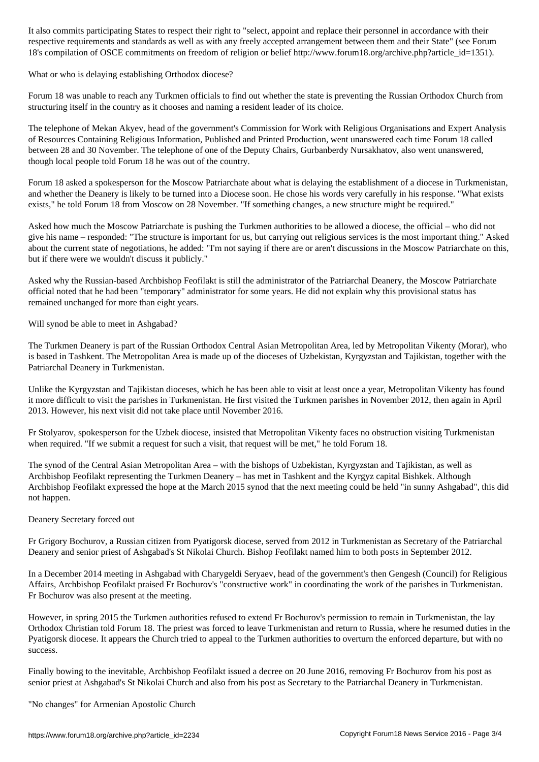It also commits participating States to respect their right to "select, appoint and replace their personnel in accordance with their respective requirements and standards as well as with any freely accepted arrangement between them and their State" (see Forum 18's compilation of OSCE commitments on freedom of religion or belief http://www.forum18.org/archive.php?article_id=1351).

## What or who is delaying establishing Orthodox diocese?

Forum 18 was unable to reach any Turkmen officials to find out whether the state is preventing the Russian Orthodox Church from structuring itself in the country as it chooses and naming a resident leader of its choice.

The telephone of Mekan Akyev, head of the government's Commission for Work with Religious Organisations and Expert Analysis of Resources Containing Religious Information, Published and Printed Production, went unanswered each time Forum 18 called between 28 and 30 November. The telephone of one of the Deputy Chairs, Gurbanberdy Nursakhatov, also went unanswered, though local people told Forum 18 he was out of the country.

Forum 18 asked a spokesperson for the Moscow Patriarchate about what is delaying the establishment of a diocese in Turkmenistan, and whether the Deanery is likely to be turned into a Diocese soon. He chose his words very carefully in his response. "What exists exists," he told Forum 18 from Moscow on 28 November. "If something changes, a new structure might be required."

Asked how much the Moscow Patriarchate is pushing the Turkmen authorities to be allowed a diocese, the official – who did not give his name – responded: "The structure is important for us, but carrying out religious services is the most important thing." Asked about the current state of negotiations, he added: "I'm not saying if there are or aren't discussions in the Moscow Patriarchate on this, but if there were we wouldn't discuss it publicly."

Asked why the Russian-based Archbishop Feofilakt is still the administrator of the Patriarchal Deanery, the Moscow Patriarchate official noted that he had been "temporary" administrator for some years. He did not explain why this provisional status has remained unchanged for more than eight years.

## Will synod be able to meet in Ashgabad?

The Turkmen Deanery is part of the Russian Orthodox Central Asian Metropolitan Area, led by Metropolitan Vikenty (Morar), who is based in Tashkent. The Metropolitan Area is made up of the dioceses of Uzbekistan, Kyrgyzstan and Tajikistan, together with the Patriarchal Deanery in Turkmenistan.

Unlike the Kyrgyzstan and Tajikistan dioceses, which he has been able to visit at least once a year, Metropolitan Vikenty has found it more difficult to visit the parishes in Turkmenistan. He first visited the Turkmen parishes in November 2012, then again in April 2013. However, his next visit did not take place until November 2016.

Fr Stolyarov, spokesperson for the Uzbek diocese, insisted that Metropolitan Vikenty faces no obstruction visiting Turkmenistan when required. "If we submit a request for such a visit, that request will be met," he told Forum 18.

The synod of the Central Asian Metropolitan Area – with the bishops of Uzbekistan, Kyrgyzstan and Tajikistan, as well as Archbishop Feofilakt representing the Turkmen Deanery – has met in Tashkent and the Kyrgyz capital Bishkek. Although Archbishop Feofilakt expressed the hope at the March 2015 synod that the next meeting could be held "in sunny Ashgabad", this did not happen.

## Deanery Secretary forced out

Fr Grigory Bochurov, a Russian citizen from Pyatigorsk diocese, served from 2012 in Turkmenistan as Secretary of the Patriarchal Deanery and senior priest of Ashgabad's St Nikolai Church. Bishop Feofilakt named him to both posts in September 2012.

In a December 2014 meeting in Ashgabad with Charygeldi Seryaev, head of the government's then Gengesh (Council) for Religious Affairs, Archbishop Feofilakt praised Fr Bochurov's "constructive work" in coordinating the work of the parishes in Turkmenistan. Fr Bochurov was also present at the meeting.

However, in spring 2015 the Turkmen authorities refused to extend Fr Bochurov's permission to remain in Turkmenistan, the lay Orthodox Christian told Forum 18. The priest was forced to leave Turkmenistan and return to Russia, where he resumed duties in the Pyatigorsk diocese. It appears the Church tried to appeal to the Turkmen authorities to overturn the enforced departure, but with no success.

Finally bowing to the inevitable, Archbishop Feofilakt issued a decree on 20 June 2016, removing Fr Bochurov from his post as senior priest at Ashgabad's St Nikolai Church and also from his post as Secretary to the Patriarchal Deanery in Turkmenistan.

## "No changes" for Armenian Apostolic Church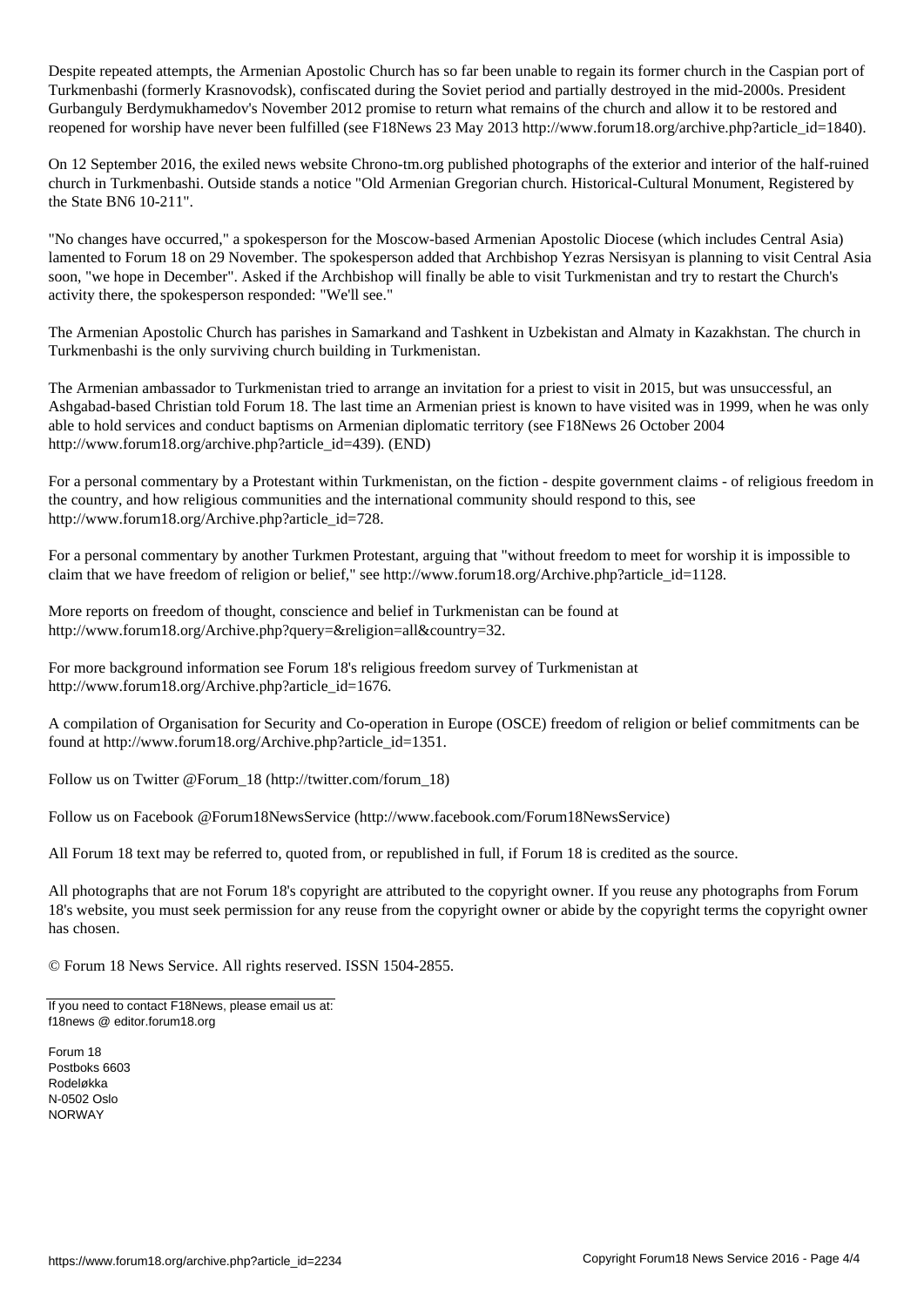Despite repeated attempts, the Armenian Apostolic Church has so far been unable to regain its former church in the Caspian port of Turkmenbashi (formerly Krasnovodsk), confiscated during the Soviet period and partially destroyed in the mid-2000s. President Gurbanguly Berdymukhamedov's November 2012 promise to return what remains of the church and allow it to be restored and reopened for worship have never been fulfilled (see F18News 23 May 2013 http://www.forum18.org/archive.php?article_id=1840).

On 12 September 2016, the exiled news website Chrono-tm.org published photographs of the exterior and interior of the half-ruined church in Turkmenbashi. Outside stands a notice "Old Armenian Gregorian church. Historical-Cultural Monument, Registered by the State BN6 10-211".

"No changes have occurred," a spokesperson for the Moscow-based Armenian Apostolic Diocese (which includes Central Asia) lamented to Forum 18 on 29 November. The spokesperson added that Archbishop Yezras Nersisyan is planning to visit Central Asia soon, "we hope in December". Asked if the Archbishop will finally be able to visit Turkmenistan and try to restart the Church's activity there, the spokesperson responded: "We'll see."

The Armenian Apostolic Church has parishes in Samarkand and Tashkent in Uzbekistan and Almaty in Kazakhstan. The church in Turkmenbashi is the only surviving church building in Turkmenistan.

The Armenian ambassador to Turkmenistan tried to arrange an invitation for a priest to visit in 2015, but was unsuccessful, an Ashgabad-based Christian told Forum 18. The last time an Armenian priest is known to have visited was in 1999, when he was only able to hold services and conduct baptisms on Armenian diplomatic territory (see F18News 26 October 2004 http://www.forum18.org/archive.php?article_id=439). (END)

For a personal commentary by a Protestant within Turkmenistan, on the fiction - despite government claims - of religious freedom in the country, and how religious communities and the international community should respond to this, see http://www.forum18.org/Archive.php?article_id=728.

For a personal commentary by another Turkmen Protestant, arguing that "without freedom to meet for worship it is impossible to claim that we have freedom of religion or belief," see http://www.forum18.org/Archive.php?article_id=1128.

More reports on freedom of thought, conscience and belief in Turkmenistan can be found at http://www.forum18.org/Archive.php?query=&religion=all&country=32.

For more background information see Forum 18's religious freedom survey of Turkmenistan at http://www.forum18.org/Archive.php?article_id=1676.

A compilation of Organisation for Security and Co-operation in Europe (OSCE) freedom of religion or belief commitments can be found at http://www.forum18.org/Archive.php?article_id=1351.

Follow us on Twitter @Forum_18 (http://twitter.com/forum_18)

Follow us on Facebook @Forum18NewsService (http://www.facebook.com/Forum18NewsService)

All Forum 18 text may be referred to, quoted from, or republished in full, if Forum 18 is credited as the source.

All photographs that are not Forum 18's copyright are attributed to the copyright owner. If you reuse any photographs from Forum 18's website, you must seek permission for any reuse from the copyright owner or abide by the copyright terms the copyright owner has chosen.

© Forum 18 News Service. All rights reserved. ISSN 1504-2855.

If you need to contact F18News, please email us at:
f18news @ editor.forum18.org

Forum 18
Postboks 6603
Rodeløkka
N-0502 Oslo
NORWAY